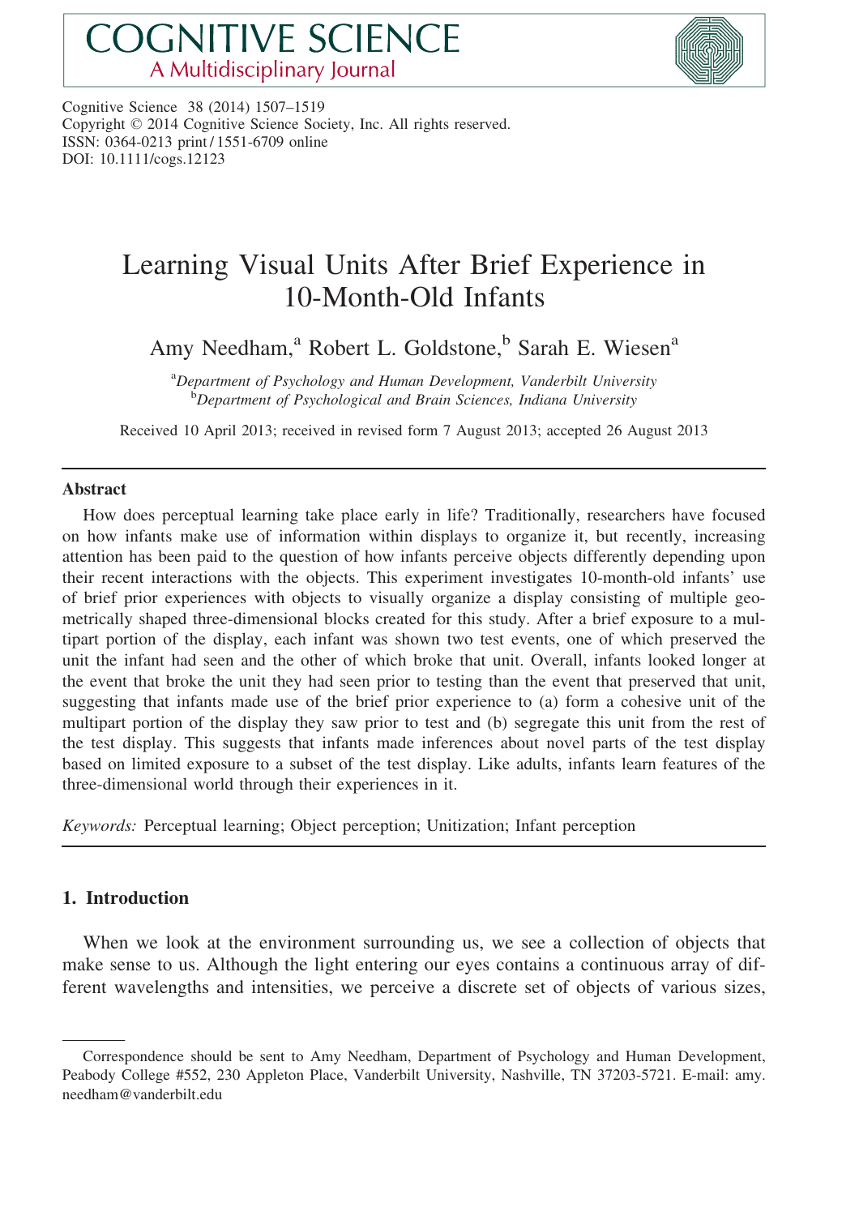# Learning Visual Units After Brief Experience in 10-Month-Old Infants

Amy Needham,[a] Robert L. Goldstone,[b] Sarah E. Wiesen[a]

[a]*Department of Psychology and Human Development, Vanderbilt University*
[b]*Department of Psychological and Brain Sciences, Indiana University*

Received 10 April 2013; received in revised form 7 August 2013; accepted 26 August 2013

## Abstract

How does perceptual learning take place early in life? Traditionally, researchers have focused on how infants make use of information within displays to organize it, but recently, increasing attention has been paid to the question of how infants perceive objects differently depending upon their recent interactions with the objects. This experiment investigates 10-month-old infants' use of brief prior experiences with objects to visually organize a display consisting of multiple geometrically shaped three-dimensional blocks created for this study. After a brief exposure to a multipart portion of the display, each infant was shown two test events, one of which preserved the unit the infant had seen and the other of which broke that unit. Overall, infants looked longer at the event that broke the unit they had seen prior to testing than the event that preserved that unit, suggesting that infants made use of the brief prior experience to (a) form a cohesive unit of the multipart portion of the display they saw prior to test and (b) segregate this unit from the rest of the test display. This suggests that infants made inferences about novel parts of the test display based on limited exposure to a subset of the test display. Like adults, infants learn features of the three-dimensional world through their experiences in it.

*Keywords:* Perceptual learning; Object perception; Unitization; Infant perception

## 1. Introduction

When we look at the environment surrounding us, we see a collection of objects that make sense to us. Although the light entering our eyes contains a continuous array of different wavelengths and intensities, we perceive a discrete set of objects of various sizes,

---

Correspondence should be sent to Amy Needham, Department of Psychology and Human Development, Peabody College #552, 230 Appleton Place, Vanderbilt University, Nashville, TN 37203-5721. E-mail: amy.needham@vanderbilt.edu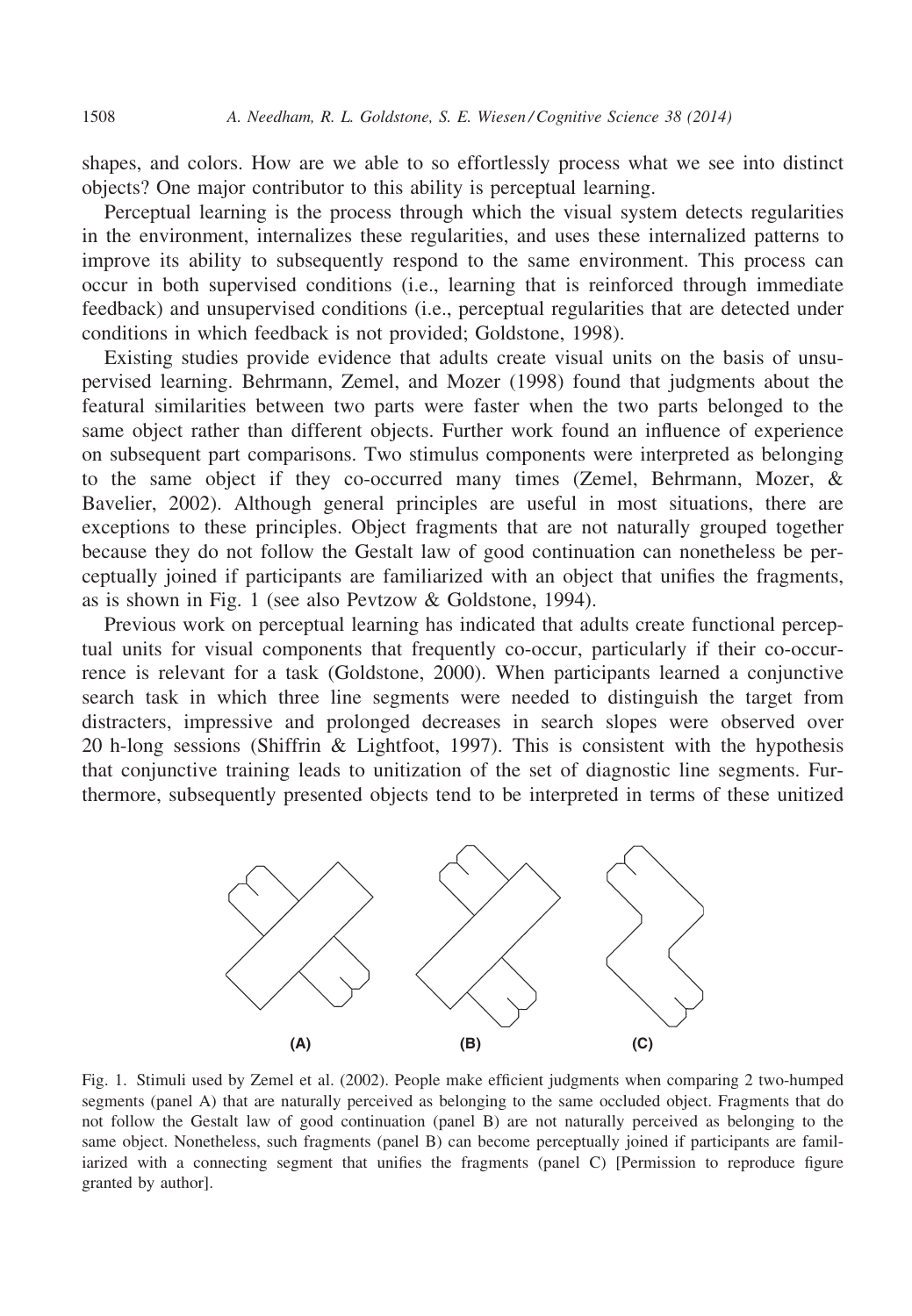shapes, and colors. How are we able to so effortlessly process what we see into distinct objects? One major contributor to this ability is perceptual learning.

Perceptual learning is the process through which the visual system detects regularities in the environment, internalizes these regularities, and uses these internalized patterns to improve its ability to subsequently respond to the same environment. This process can occur in both supervised conditions (i.e., learning that is reinforced through immediate feedback) and unsupervised conditions (i.e., perceptual regularities that are detected under conditions in which feedback is not provided; Goldstone, 1998).

Existing studies provide evidence that adults create visual units on the basis of unsupervised learning. Behrmann, Zemel, and Mozer (1998) found that judgments about the featural similarities between two parts were faster when the two parts belonged to the same object rather than different objects. Further work found an influence of experience on subsequent part comparisons. Two stimulus components were interpreted as belonging to the same object if they co-occurred many times (Zemel, Behrmann, Mozer, & Bavelier, 2002). Although general principles are useful in most situations, there are exceptions to these principles. Object fragments that are not naturally grouped together because they do not follow the Gestalt law of good continuation can nonetheless be perceptually joined if participants are familiarized with an object that unifies the fragments, as is shown in Fig. 1 (see also Pevtzow & Goldstone, 1994).

Previous work on perceptual learning has indicated that adults create functional perceptual units for visual components that frequently co-occur, particularly if their co-occurrence is relevant for a task (Goldstone, 2000). When participants learned a conjunctive search task in which three line segments were needed to distinguish the target from distracters, impressive and prolonged decreases in search slopes were observed over 20 h-long sessions (Shiffrin & Lightfoot, 1997). This is consistent with the hypothesis that conjunctive training leads to unitization of the set of diagnostic line segments. Furthermore, subsequently presented objects tend to be interpreted in terms of these unitized

(A) (B) (C)

Fig. 1. Stimuli used by Zemel et al. (2002). People make efficient judgments when comparing 2 two-humped segments (panel A) that are naturally perceived as belonging to the same occluded object. Fragments that do not follow the Gestalt law of good continuation (panel B) are not naturally perceived as belonging to the same object. Nonetheless, such fragments (panel B) can become perceptually joined if participants are familiarized with a connecting segment that unifies the fragments (panel C) [Permission to reproduce figure granted by author].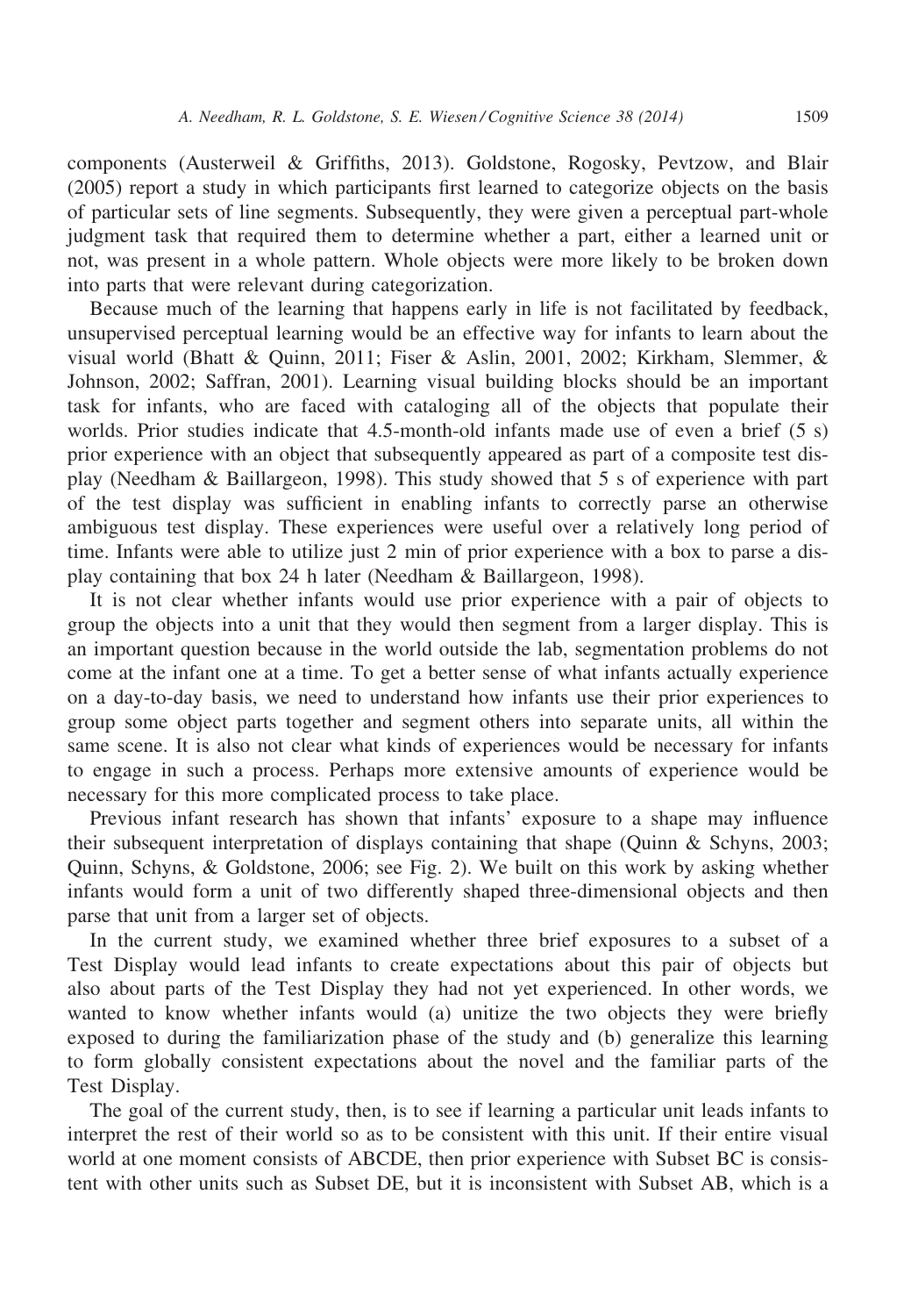components (Austerweil & Griffiths, 2013). Goldstone, Rogosky, Pevtzow, and Blair (2005) report a study in which participants first learned to categorize objects on the basis of particular sets of line segments. Subsequently, they were given a perceptual part-whole judgment task that required them to determine whether a part, either a learned unit or not, was present in a whole pattern. Whole objects were more likely to be broken down into parts that were relevant during categorization.

Because much of the learning that happens early in life is not facilitated by feedback, unsupervised perceptual learning would be an effective way for infants to learn about the visual world (Bhatt & Quinn, 2011; Fiser & Aslin, 2001, 2002; Kirkham, Slemmer, & Johnson, 2002; Saffran, 2001). Learning visual building blocks should be an important task for infants, who are faced with cataloging all of the objects that populate their worlds. Prior studies indicate that 4.5-month-old infants made use of even a brief (5 s) prior experience with an object that subsequently appeared as part of a composite test display (Needham & Baillargeon, 1998). This study showed that 5 s of experience with part of the test display was sufficient in enabling infants to correctly parse an otherwise ambiguous test display. These experiences were useful over a relatively long period of time. Infants were able to utilize just 2 min of prior experience with a box to parse a display containing that box 24 h later (Needham & Baillargeon, 1998).

It is not clear whether infants would use prior experience with a pair of objects to group the objects into a unit that they would then segment from a larger display. This is an important question because in the world outside the lab, segmentation problems do not come at the infant one at a time. To get a better sense of what infants actually experience on a day-to-day basis, we need to understand how infants use their prior experiences to group some object parts together and segment others into separate units, all within the same scene. It is also not clear what kinds of experiences would be necessary for infants to engage in such a process. Perhaps more extensive amounts of experience would be necessary for this more complicated process to take place.

Previous infant research has shown that infants' exposure to a shape may influence their subsequent interpretation of displays containing that shape (Quinn & Schyns, 2003; Quinn, Schyns, & Goldstone, 2006; see Fig. 2). We built on this work by asking whether infants would form a unit of two differently shaped three-dimensional objects and then parse that unit from a larger set of objects.

In the current study, we examined whether three brief exposures to a subset of a Test Display would lead infants to create expectations about this pair of objects but also about parts of the Test Display they had not yet experienced. In other words, we wanted to know whether infants would (a) unitize the two objects they were briefly exposed to during the familiarization phase of the study and (b) generalize this learning to form globally consistent expectations about the novel and the familiar parts of the Test Display.

The goal of the current study, then, is to see if learning a particular unit leads infants to interpret the rest of their world so as to be consistent with this unit. If their entire visual world at one moment consists of ABCDE, then prior experience with Subset BC is consistent with other units such as Subset DE, but it is inconsistent with Subset AB, which is a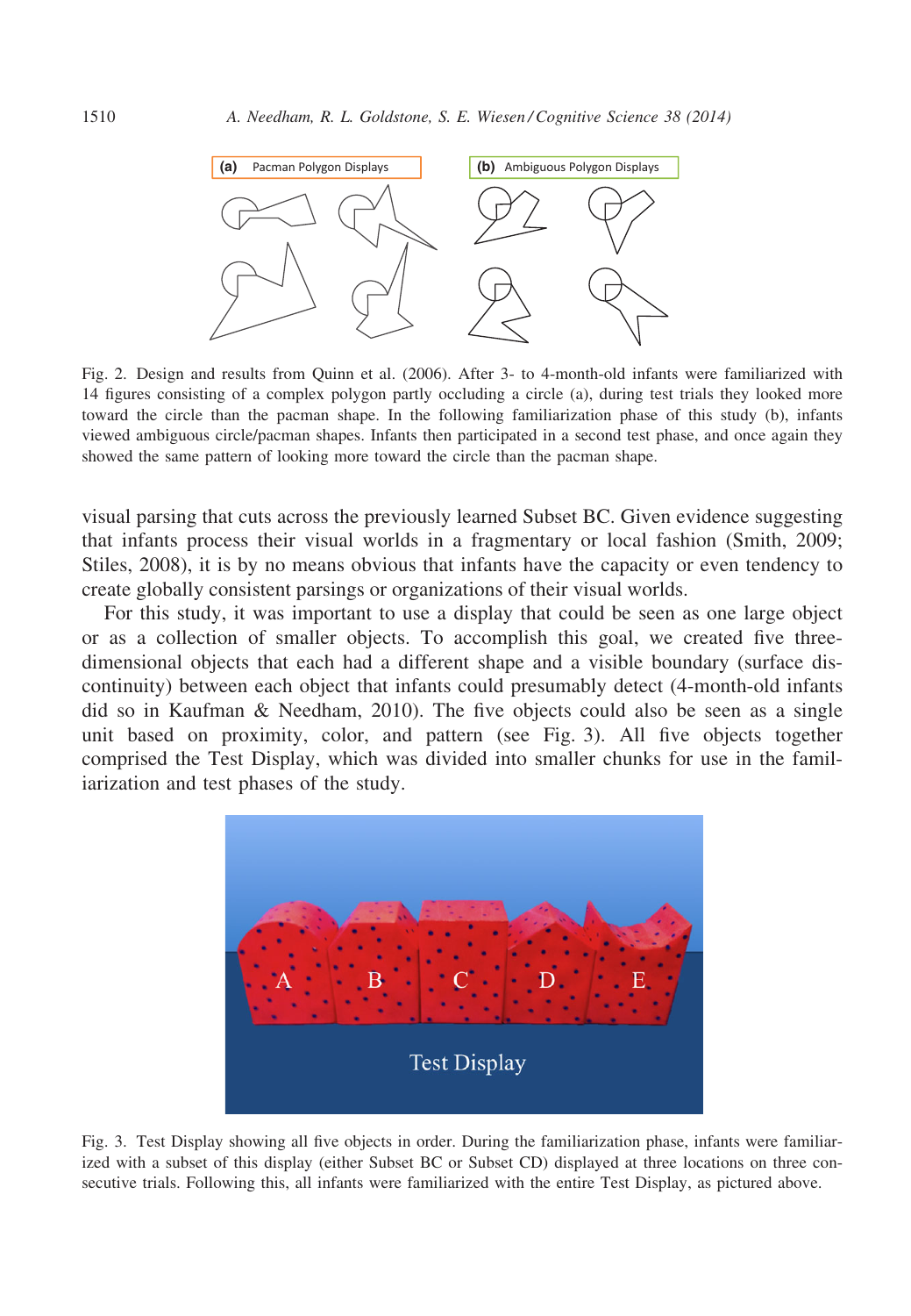Fig. 2. Design and results from Quinn et al. (2006). After 3- to 4-month-old infants were familiarized with 14 figures consisting of a complex polygon partly occluding a circle (a), during test trials they looked more toward the circle than the pacman shape. In the following familiarization phase of this study (b), infants viewed ambiguous circle/pacman shapes. Infants then participated in a second test phase, and once again they showed the same pattern of looking more toward the circle than the pacman shape.

visual parsing that cuts across the previously learned Subset BC. Given evidence suggesting that infants process their visual worlds in a fragmentary or local fashion (Smith, 2009; Stiles, 2008), it is by no means obvious that infants have the capacity or even tendency to create globally consistent parsings or organizations of their visual worlds.

For this study, it was important to use a display that could be seen as one large object or as a collection of smaller objects. To accomplish this goal, we created five three-dimensional objects that each had a different shape and a visible boundary (surface discontinuity) between each object that infants could presumably detect (4-month-old infants did so in Kaufman & Needham, 2010). The five objects could also be seen as a single unit based on proximity, color, and pattern (see Fig. 3). All five objects together comprised the Test Display, which was divided into smaller chunks for use in the familiarization and test phases of the study.

Fig. 3. Test Display showing all five objects in order. During the familiarization phase, infants were familiarized with a subset of this display (either Subset BC or Subset CD) displayed at three locations on three consecutive trials. Following this, all infants were familiarized with the entire Test Display, as pictured above.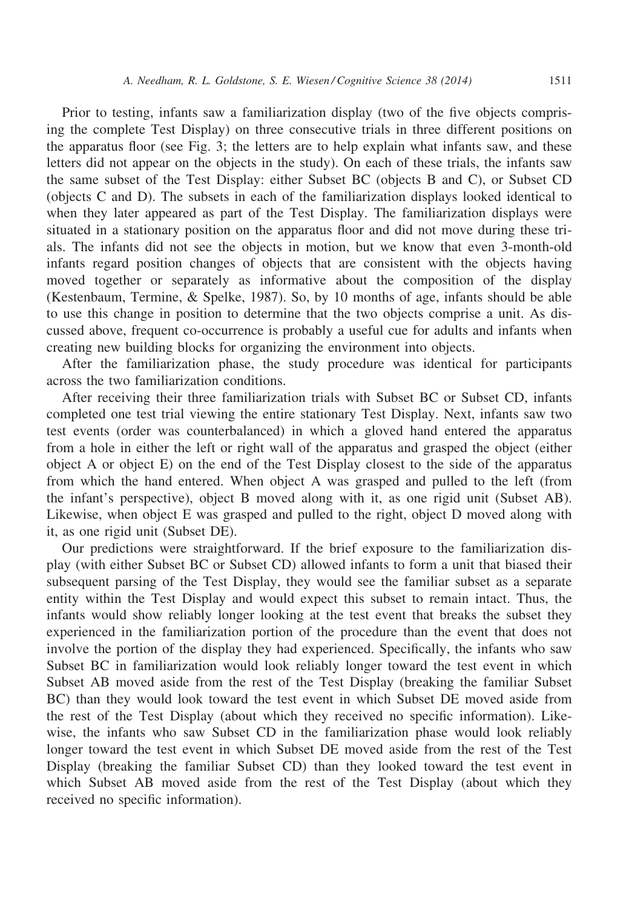Prior to testing, infants saw a familiarization display (two of the five objects comprising the complete Test Display) on three consecutive trials in three different positions on the apparatus floor (see Fig. 3; the letters are to help explain what infants saw, and these letters did not appear on the objects in the study). On each of these trials, the infants saw the same subset of the Test Display: either Subset BC (objects B and C), or Subset CD (objects C and D). The subsets in each of the familiarization displays looked identical to when they later appeared as part of the Test Display. The familiarization displays were situated in a stationary position on the apparatus floor and did not move during these trials. The infants did not see the objects in motion, but we know that even 3-month-old infants regard position changes of objects that are consistent with the objects having moved together or separately as informative about the composition of the display (Kestenbaum, Termine, & Spelke, 1987). So, by 10 months of age, infants should be able to use this change in position to determine that the two objects comprise a unit. As discussed above, frequent co-occurrence is probably a useful cue for adults and infants when creating new building blocks for organizing the environment into objects.

After the familiarization phase, the study procedure was identical for participants across the two familiarization conditions.

After receiving their three familiarization trials with Subset BC or Subset CD, infants completed one test trial viewing the entire stationary Test Display. Next, infants saw two test events (order was counterbalanced) in which a gloved hand entered the apparatus from a hole in either the left or right wall of the apparatus and grasped the object (either object A or object E) on the end of the Test Display closest to the side of the apparatus from which the hand entered. When object A was grasped and pulled to the left (from the infant's perspective), object B moved along with it, as one rigid unit (Subset AB). Likewise, when object E was grasped and pulled to the right, object D moved along with it, as one rigid unit (Subset DE).

Our predictions were straightforward. If the brief exposure to the familiarization display (with either Subset BC or Subset CD) allowed infants to form a unit that biased their subsequent parsing of the Test Display, they would see the familiar subset as a separate entity within the Test Display and would expect this subset to remain intact. Thus, the infants would show reliably longer looking at the test event that breaks the subset they experienced in the familiarization portion of the procedure than the event that does not involve the portion of the display they had experienced. Specifically, the infants who saw Subset BC in familiarization would look reliably longer toward the test event in which Subset AB moved aside from the rest of the Test Display (breaking the familiar Subset BC) than they would look toward the test event in which Subset DE moved aside from the rest of the Test Display (about which they received no specific information). Likewise, the infants who saw Subset CD in the familiarization phase would look reliably longer toward the test event in which Subset DE moved aside from the rest of the Test Display (breaking the familiar Subset CD) than they looked toward the test event in which Subset AB moved aside from the rest of the Test Display (about which they received no specific information).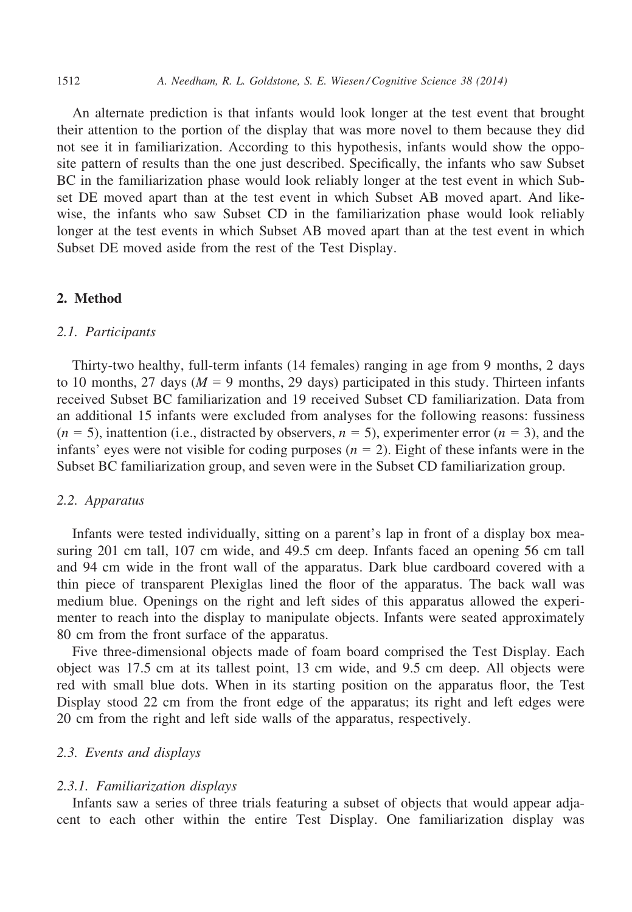An alternate prediction is that infants would look longer at the test event that brought their attention to the portion of the display that was more novel to them because they did not see it in familiarization. According to this hypothesis, infants would show the opposite pattern of results than the one just described. Specifically, the infants who saw Subset BC in the familiarization phase would look reliably longer at the test event in which Subset DE moved apart than at the test event in which Subset AB moved apart. And likewise, the infants who saw Subset CD in the familiarization phase would look reliably longer at the test events in which Subset AB moved apart than at the test event in which Subset DE moved aside from the rest of the Test Display.

## 2. Method

### 2.1. Participants

Thirty-two healthy, full-term infants (14 females) ranging in age from 9 months, 2 days to 10 months, 27 days ($M$ = 9 months, 29 days) participated in this study. Thirteen infants received Subset BC familiarization and 19 received Subset CD familiarization. Data from an additional 15 infants were excluded from analyses for the following reasons: fussiness ($n = 5$), inattention (i.e., distracted by observers, $n = 5$), experimenter error ($n = 3$), and the infants' eyes were not visible for coding purposes ($n = 2$). Eight of these infants were in the Subset BC familiarization group, and seven were in the Subset CD familiarization group.

### 2.2. Apparatus

Infants were tested individually, sitting on a parent's lap in front of a display box measuring 201 cm tall, 107 cm wide, and 49.5 cm deep. Infants faced an opening 56 cm tall and 94 cm wide in the front wall of the apparatus. Dark blue cardboard covered with a thin piece of transparent Plexiglas lined the floor of the apparatus. The back wall was medium blue. Openings on the right and left sides of this apparatus allowed the experimenter to reach into the display to manipulate objects. Infants were seated approximately 80 cm from the front surface of the apparatus.

Five three-dimensional objects made of foam board comprised the Test Display. Each object was 17.5 cm at its tallest point, 13 cm wide, and 9.5 cm deep. All objects were red with small blue dots. When in its starting position on the apparatus floor, the Test Display stood 22 cm from the front edge of the apparatus; its right and left edges were 20 cm from the right and left side walls of the apparatus, respectively.

### 2.3. Events and displays

#### 2.3.1. Familiarization displays

Infants saw a series of three trials featuring a subset of objects that would appear adjacent to each other within the entire Test Display. One familiarization display was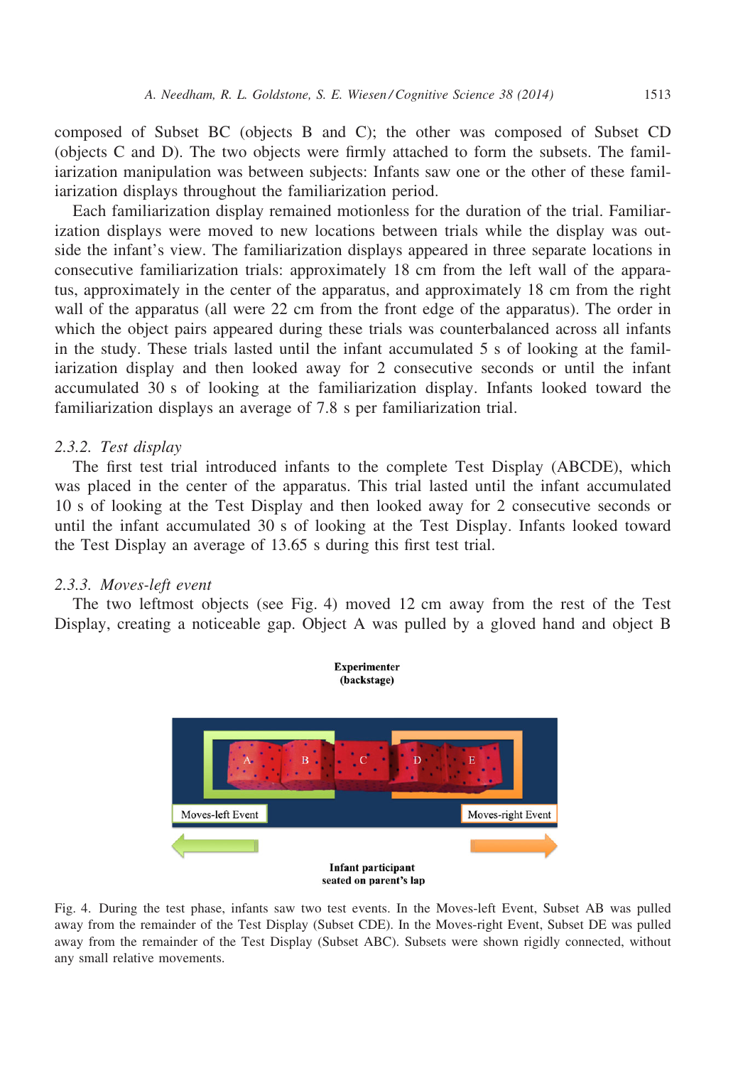composed of Subset BC (objects B and C); the other was composed of Subset CD (objects C and D). The two objects were firmly attached to form the subsets. The familiarization manipulation was between subjects: Infants saw one or the other of these familiarization displays throughout the familiarization period.

Each familiarization display remained motionless for the duration of the trial. Familiarization displays were moved to new locations between trials while the display was outside the infant's view. The familiarization displays appeared in three separate locations in consecutive familiarization trials: approximately 18 cm from the left wall of the apparatus, approximately in the center of the apparatus, and approximately 18 cm from the right wall of the apparatus (all were 22 cm from the front edge of the apparatus). The order in which the object pairs appeared during these trials was counterbalanced across all infants in the study. These trials lasted until the infant accumulated 5 s of looking at the familiarization display and then looked away for 2 consecutive seconds or until the infant accumulated 30 s of looking at the familiarization display. Infants looked toward the familiarization displays an average of 7.8 s per familiarization trial.

### 2.3.2. *Test display*

The first test trial introduced infants to the complete Test Display (ABCDE), which was placed in the center of the apparatus. This trial lasted until the infant accumulated 10 s of looking at the Test Display and then looked away for 2 consecutive seconds or until the infant accumulated 30 s of looking at the Test Display. Infants looked toward the Test Display an average of 13.65 s during this first test trial.

### 2.3.3. *Moves-left event*

The two leftmost objects (see Fig. 4) moved 12 cm away from the rest of the Test Display, creating a noticeable gap. Object A was pulled by a gloved hand and object B

Fig. 4. During the test phase, infants saw two test events. In the Moves-left Event, Subset AB was pulled away from the remainder of the Test Display (Subset CDE). In the Moves-right Event, Subset DE was pulled away from the remainder of the Test Display (Subset ABC). Subsets were shown rigidly connected, without any small relative movements.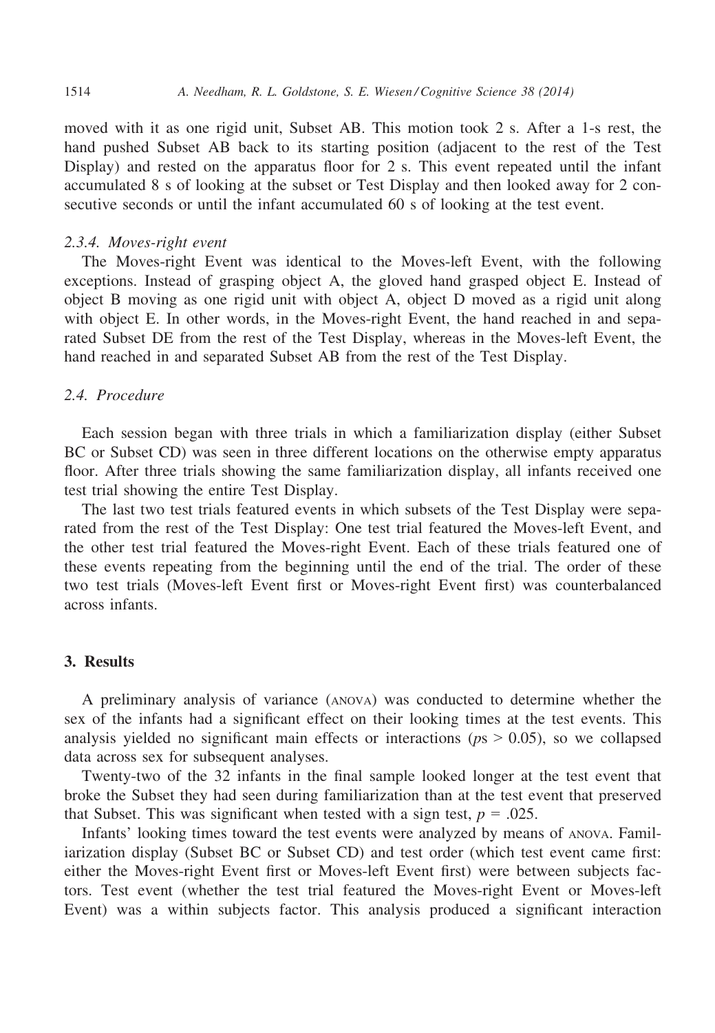moved with it as one rigid unit, Subset AB. This motion took 2 s. After a 1-s rest, the hand pushed Subset AB back to its starting position (adjacent to the rest of the Test Display) and rested on the apparatus floor for 2 s. This event repeated until the infant accumulated 8 s of looking at the subset or Test Display and then looked away for 2 consecutive seconds or until the infant accumulated 60 s of looking at the test event.

#### 2.3.4. Moves-right event

The Moves-right Event was identical to the Moves-left Event, with the following exceptions. Instead of grasping object A, the gloved hand grasped object E. Instead of object B moving as one rigid unit with object A, object D moved as a rigid unit along with object E. In other words, in the Moves-right Event, the hand reached in and separated Subset DE from the rest of the Test Display, whereas in the Moves-left Event, the hand reached in and separated Subset AB from the rest of the Test Display.

### 2.4. Procedure

Each session began with three trials in which a familiarization display (either Subset BC or Subset CD) was seen in three different locations on the otherwise empty apparatus floor. After three trials showing the same familiarization display, all infants received one test trial showing the entire Test Display.

The last two test trials featured events in which subsets of the Test Display were separated from the rest of the Test Display: One test trial featured the Moves-left Event, and the other test trial featured the Moves-right Event. Each of these trials featured one of these events repeating from the beginning until the end of the trial. The order of these two test trials (Moves-left Event first or Moves-right Event first) was counterbalanced across infants.

## 3. Results

A preliminary analysis of variance (ANOVA) was conducted to determine whether the sex of the infants had a significant effect on their looking times at the test events. This analysis yielded no significant main effects or interactions ($p$s > 0.05), so we collapsed data across sex for subsequent analyses.

Twenty-two of the 32 infants in the final sample looked longer at the test event that broke the Subset they had seen during familiarization than at the test event that preserved that Subset. This was significant when tested with a sign test, $p = .025$.

Infants' looking times toward the test events were analyzed by means of ANOVA. Familiarization display (Subset BC or Subset CD) and test order (which test event came first: either the Moves-right Event first or Moves-left Event first) were between subjects factors. Test event (whether the test trial featured the Moves-right Event or Moves-left Event) was a within subjects factor. This analysis produced a significant interaction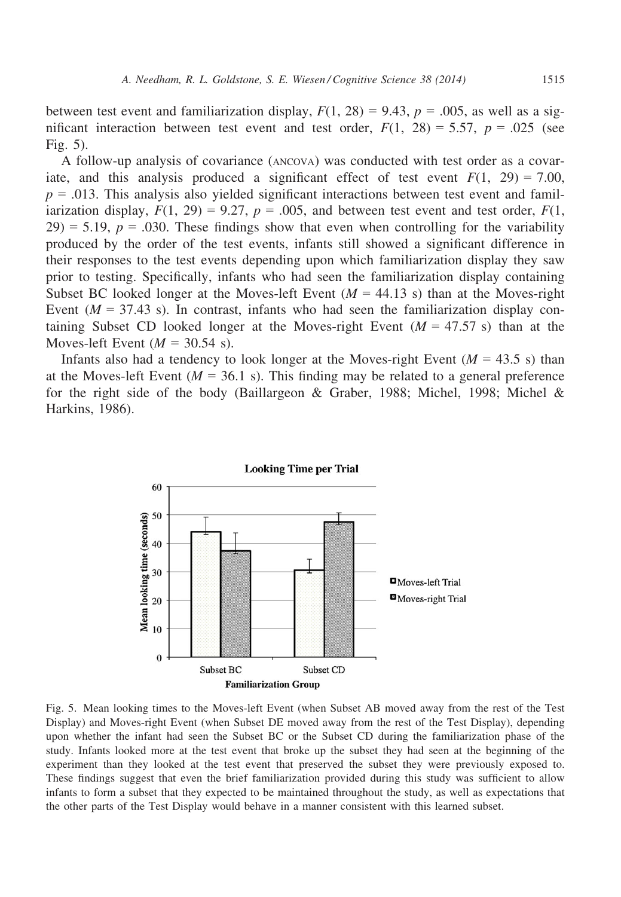between test event and familiarization display, $F(1, 28) = 9.43$, $p = .005$, as well as a significant interaction between test event and test order, $F(1, 28) = 5.57$, $p = .025$ (see Fig. 5).

A follow-up analysis of covariance (ANCOVA) was conducted with test order as a covariate, and this analysis produced a significant effect of test event $F(1, 29) = 7.00$, $p = .013$. This analysis also yielded significant interactions between test event and familiarization display, $F(1, 29) = 9.27$, $p = .005$, and between test event and test order, $F(1, 29) = 5.19$, $p = .030$. These findings show that even when controlling for the variability produced by the order of the test events, infants still showed a significant difference in their responses to the test events depending upon which familiarization display they saw prior to testing. Specifically, infants who had seen the familiarization display containing Subset BC looked longer at the Moves-left Event ($M = 44.13$ s) than at the Moves-right Event ($M = 37.43$ s). In contrast, infants who had seen the familiarization display containing Subset CD looked longer at the Moves-right Event ($M = 47.57$ s) than at the Moves-left Event ($M = 30.54$ s).

Infants also had a tendency to look longer at the Moves-right Event ($M = 43.5$ s) than at the Moves-left Event ($M = 36.1$ s). This finding may be related to a general preference for the right side of the body (Baillargeon & Graber, 1988; Michel, 1998; Michel & Harkins, 1986).

Fig. 5. Mean looking times to the Moves-left Event (when Subset AB moved away from the rest of the Test Display) and Moves-right Event (when Subset DE moved away from the rest of the Test Display), depending upon whether the infant had seen the Subset BC or the Subset CD during the familiarization phase of the study. Infants looked more at the test event that broke up the subset they had seen at the beginning of the experiment than they looked at the test event that preserved the subset they were previously exposed to. These findings suggest that even the brief familiarization provided during this study was sufficient to allow infants to form a subset that they expected to be maintained throughout the study, as well as expectations that the other parts of the Test Display would behave in a manner consistent with this learned subset.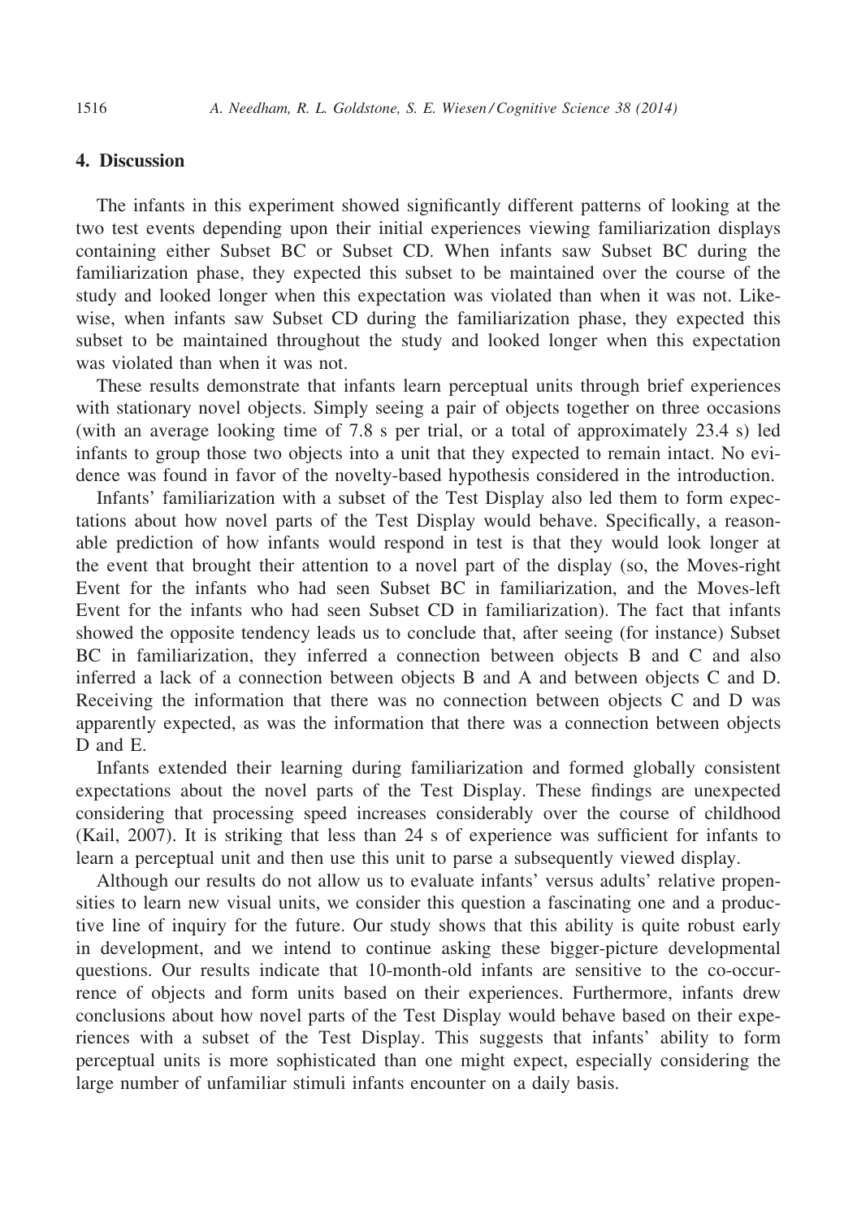## 4. Discussion

The infants in this experiment showed significantly different patterns of looking at the two test events depending upon their initial experiences viewing familiarization displays containing either Subset BC or Subset CD. When infants saw Subset BC during the familiarization phase, they expected this subset to be maintained over the course of the study and looked longer when this expectation was violated than when it was not. Likewise, when infants saw Subset CD during the familiarization phase, they expected this subset to be maintained throughout the study and looked longer when this expectation was violated than when it was not.

These results demonstrate that infants learn perceptual units through brief experiences with stationary novel objects. Simply seeing a pair of objects together on three occasions (with an average looking time of 7.8 s per trial, or a total of approximately 23.4 s) led infants to group those two objects into a unit that they expected to remain intact. No evidence was found in favor of the novelty-based hypothesis considered in the introduction.

Infants' familiarization with a subset of the Test Display also led them to form expectations about how novel parts of the Test Display would behave. Specifically, a reasonable prediction of how infants would respond in test is that they would look longer at the event that brought their attention to a novel part of the display (so, the Moves-right Event for the infants who had seen Subset BC in familiarization, and the Moves-left Event for the infants who had seen Subset CD in familiarization). The fact that infants showed the opposite tendency leads us to conclude that, after seeing (for instance) Subset BC in familiarization, they inferred a connection between objects B and C and also inferred a lack of a connection between objects B and A and between objects C and D. Receiving the information that there was no connection between objects C and D was apparently expected, as was the information that there was a connection between objects D and E.

Infants extended their learning during familiarization and formed globally consistent expectations about the novel parts of the Test Display. These findings are unexpected considering that processing speed increases considerably over the course of childhood (Kail, 2007). It is striking that less than 24 s of experience was sufficient for infants to learn a perceptual unit and then use this unit to parse a subsequently viewed display.

Although our results do not allow us to evaluate infants' versus adults' relative propensities to learn new visual units, we consider this question a fascinating one and a productive line of inquiry for the future. Our study shows that this ability is quite robust early in development, and we intend to continue asking these bigger-picture developmental questions. Our results indicate that 10-month-old infants are sensitive to the co-occurrence of objects and form units based on their experiences. Furthermore, infants drew conclusions about how novel parts of the Test Display would behave based on their experiences with a subset of the Test Display. This suggests that infants' ability to form perceptual units is more sophisticated than one might expect, especially considering the large number of unfamiliar stimuli infants encounter on a daily basis.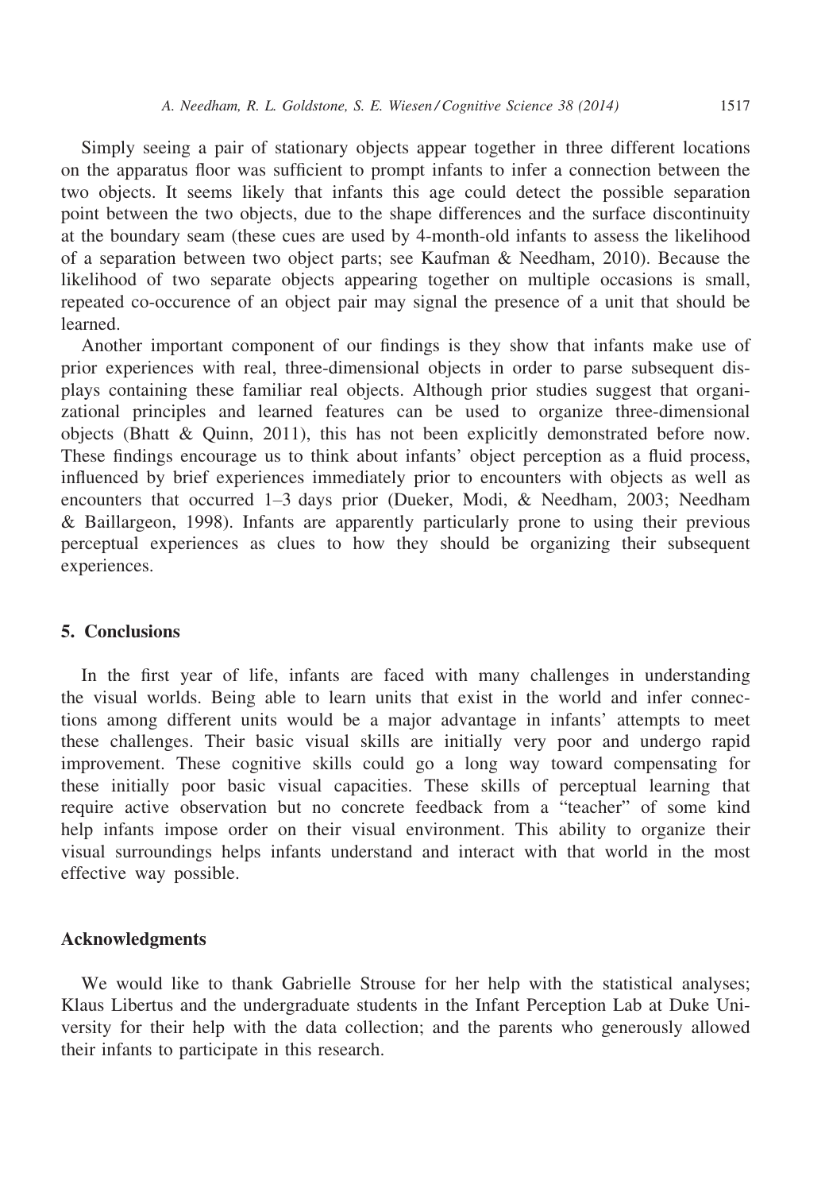Simply seeing a pair of stationary objects appear together in three different locations on the apparatus floor was sufficient to prompt infants to infer a connection between the two objects. It seems likely that infants this age could detect the possible separation point between the two objects, due to the shape differences and the surface discontinuity at the boundary seam (these cues are used by 4-month-old infants to assess the likelihood of a separation between two object parts; see Kaufman & Needham, 2010). Because the likelihood of two separate objects appearing together on multiple occasions is small, repeated co-occurence of an object pair may signal the presence of a unit that should be learned.

Another important component of our findings is they show that infants make use of prior experiences with real, three-dimensional objects in order to parse subsequent displays containing these familiar real objects. Although prior studies suggest that organizational principles and learned features can be used to organize three-dimensional objects (Bhatt & Quinn, 2011), this has not been explicitly demonstrated before now. These findings encourage us to think about infants' object perception as a fluid process, influenced by brief experiences immediately prior to encounters with objects as well as encounters that occurred 1–3 days prior (Dueker, Modi, & Needham, 2003; Needham & Baillargeon, 1998). Infants are apparently particularly prone to using their previous perceptual experiences as clues to how they should be organizing their subsequent experiences.

## 5. Conclusions

In the first year of life, infants are faced with many challenges in understanding the visual worlds. Being able to learn units that exist in the world and infer connections among different units would be a major advantage in infants' attempts to meet these challenges. Their basic visual skills are initially very poor and undergo rapid improvement. These cognitive skills could go a long way toward compensating for these initially poor basic visual capacities. These skills of perceptual learning that require active observation but no concrete feedback from a "teacher" of some kind help infants impose order on their visual environment. This ability to organize their visual surroundings helps infants understand and interact with that world in the most effective way possible.

## Acknowledgments

We would like to thank Gabrielle Strouse for her help with the statistical analyses; Klaus Libertus and the undergraduate students in the Infant Perception Lab at Duke University for their help with the data collection; and the parents who generously allowed their infants to participate in this research.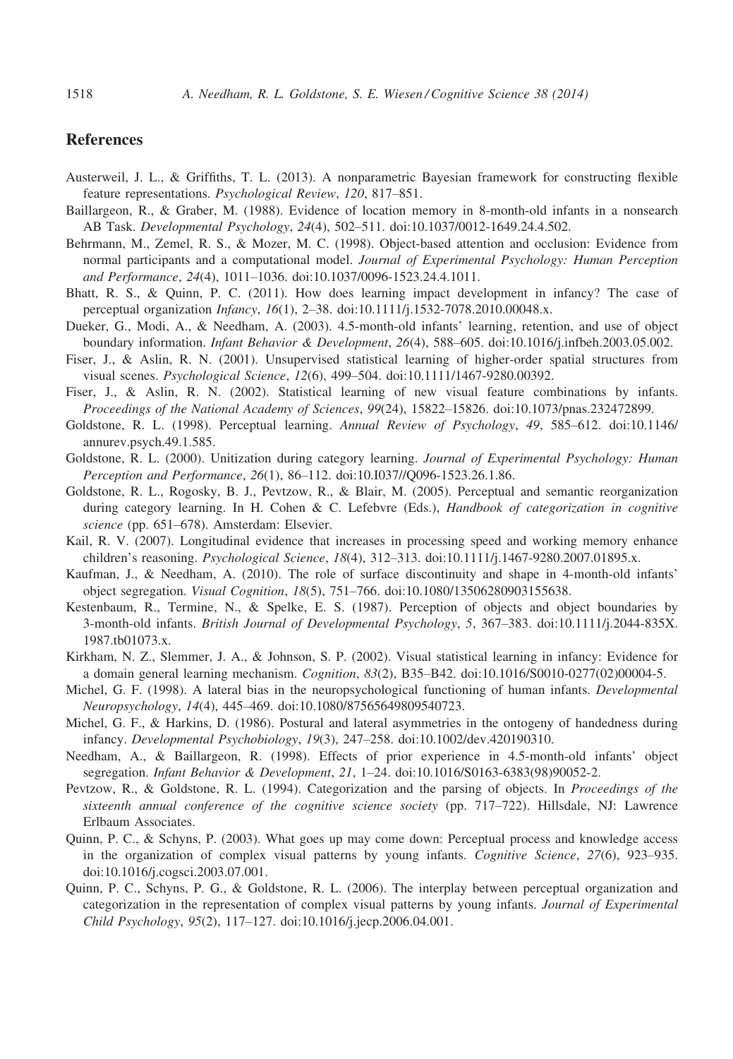## References

Austerweil, J. L., & Griffiths, T. L. (2013). A nonparametric Bayesian framework for constructing flexible feature representations. *Psychological Review*, *120*, 817–851.

Baillargeon, R., & Graber, M. (1988). Evidence of location memory in 8-month-old infants in a nonsearch AB Task. *Developmental Psychology*, *24*(4), 502–511. doi:10.1037/0012-1649.24.4.502.

Behrmann, M., Zemel, R. S., & Mozer, M. C. (1998). Object-based attention and occlusion: Evidence from normal participants and a computational model. *Journal of Experimental Psychology: Human Perception and Performance*, *24*(4), 1011–1036. doi:10.1037/0096-1523.24.4.1011.

Bhatt, R. S., & Quinn, P. C. (2011). How does learning impact development in infancy? The case of perceptual organization *Infancy*, *16*(1), 2–38. doi:10.1111/j.1532-7078.2010.00048.x.

Dueker, G., Modi, A., & Needham, A. (2003). 4.5-month-old infants' learning, retention, and use of object boundary information. *Infant Behavior & Development*, *26*(4), 588–605. doi:10.1016/j.infbeh.2003.05.002.

Fiser, J., & Aslin, R. N. (2001). Unsupervised statistical learning of higher-order spatial structures from visual scenes. *Psychological Science*, *12*(6), 499–504. doi:10.1111/1467-9280.00392.

Fiser, J., & Aslin, R. N. (2002). Statistical learning of new visual feature combinations by infants. *Proceedings of the National Academy of Sciences*, *99*(24), 15822–15826. doi:10.1073/pnas.232472899.

Goldstone, R. L. (1998). Perceptual learning. *Annual Review of Psychology*, *49*, 585–612. doi:10.1146/annurev.psych.49.1.585.

Goldstone, R. L. (2000). Unitization during category learning. *Journal of Experimental Psychology: Human Perception and Performance*, *26*(1), 86–112. doi:10.I037//Q096-1523.26.1.86.

Goldstone, R. L., Rogosky, B. J., Pevtzow, R., & Blair, M. (2005). Perceptual and semantic reorganization during category learning. In H. Cohen & C. Lefebvre (Eds.), *Handbook of categorization in cognitive science* (pp. 651–678). Amsterdam: Elsevier.

Kail, R. V. (2007). Longitudinal evidence that increases in processing speed and working memory enhance children's reasoning. *Psychological Science*, *18*(4), 312–313. doi:10.1111/j.1467-9280.2007.01895.x.

Kaufman, J., & Needham, A. (2010). The role of surface discontinuity and shape in 4-month-old infants' object segregation. *Visual Cognition*, *18*(5), 751–766. doi:10.1080/13506280903155638.

Kestenbaum, R., Termine, N., & Spelke, E. S. (1987). Perception of objects and object boundaries by 3-month-old infants. *British Journal of Developmental Psychology*, *5*, 367–383. doi:10.1111/j.2044-835X.1987.tb01073.x.

Kirkham, N. Z., Slemmer, J. A., & Johnson, S. P. (2002). Visual statistical learning in infancy: Evidence for a domain general learning mechanism. *Cognition*, *83*(2), B35–B42. doi:10.1016/S0010-0277(02)00004-5.

Michel, G. F. (1998). A lateral bias in the neuropsychological functioning of human infants. *Developmental Neuropsychology*, *14*(4), 445–469. doi:10.1080/87565649809540723.

Michel, G. F., & Harkins, D. (1986). Postural and lateral asymmetries in the ontogeny of handedness during infancy. *Developmental Psychobiology*, *19*(3), 247–258. doi:10.1002/dev.420190310.

Needham, A., & Baillargeon, R. (1998). Effects of prior experience in 4.5-month-old infants' object segregation. *Infant Behavior & Development*, *21*, 1–24. doi:10.1016/S0163-6383(98)90052-2.

Pevtzow, R., & Goldstone, R. L. (1994). Categorization and the parsing of objects. In *Proceedings of the sixteenth annual conference of the cognitive science society* (pp. 717–722). Hillsdale, NJ: Lawrence Erlbaum Associates.

Quinn, P. C., & Schyns, P. (2003). What goes up may come down: Perceptual process and knowledge access in the organization of complex visual patterns by young infants. *Cognitive Science*, *27*(6), 923–935. doi:10.1016/j.cogsci.2003.07.001.

Quinn, P. C., Schyns, P. G., & Goldstone, R. L. (2006). The interplay between perceptual organization and categorization in the representation of complex visual patterns by young infants. *Journal of Experimental Child Psychology*, *95*(2), 117–127. doi:10.1016/j.jecp.2006.04.001.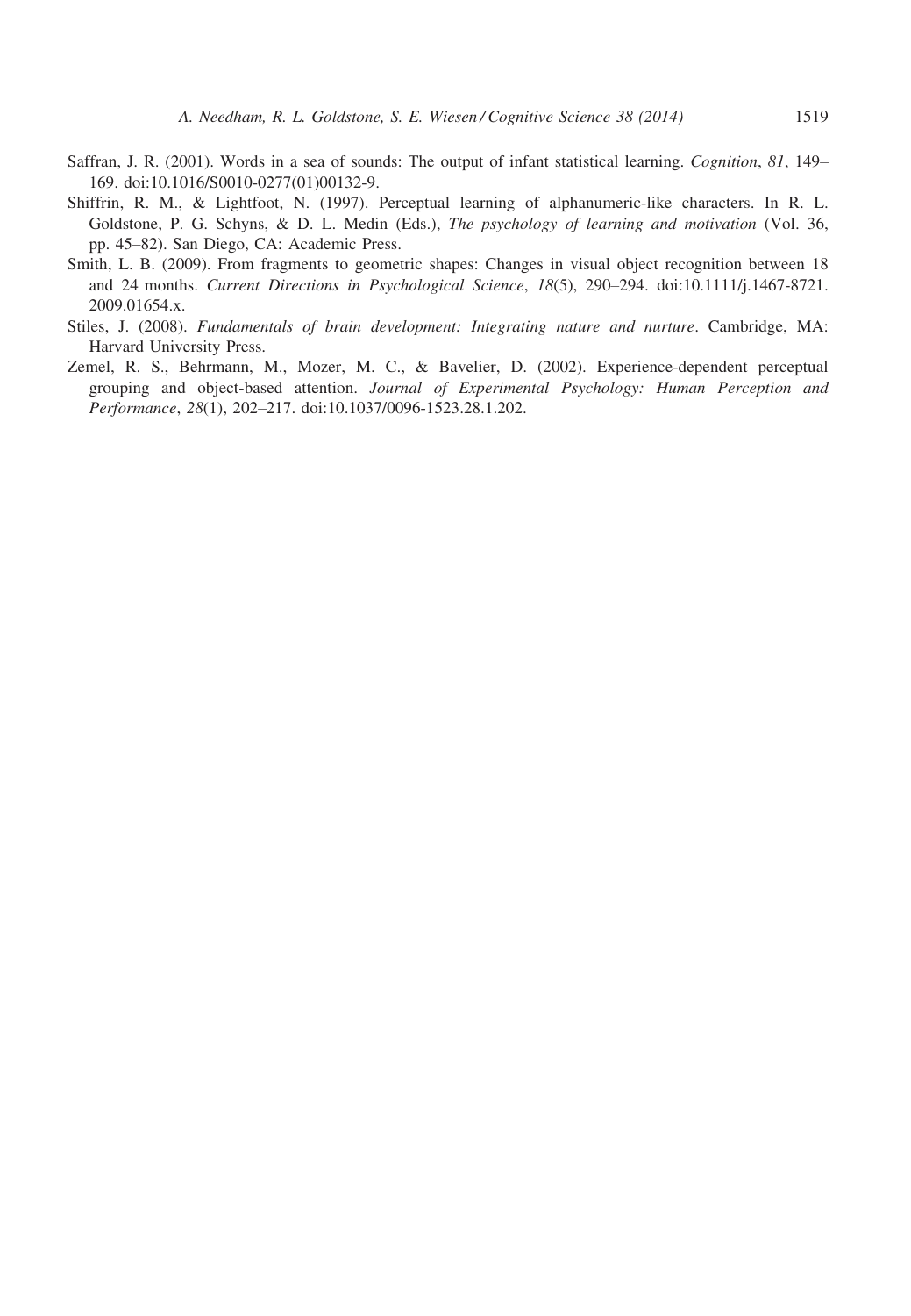Saffran, J. R. (2001). Words in a sea of sounds: The output of infant statistical learning. *Cognition*, *81*, 149–169. doi:10.1016/S0010-0277(01)00132-9.

Shiffrin, R. M., & Lightfoot, N. (1997). Perceptual learning of alphanumeric-like characters. In R. L. Goldstone, P. G. Schyns, & D. L. Medin (Eds.), *The psychology of learning and motivation* (Vol. 36, pp. 45–82). San Diego, CA: Academic Press.

Smith, L. B. (2009). From fragments to geometric shapes: Changes in visual object recognition between 18 and 24 months. *Current Directions in Psychological Science*, *18*(5), 290–294. doi:10.1111/j.1467-8721.2009.01654.x.

Stiles, J. (2008). *Fundamentals of brain development: Integrating nature and nurture*. Cambridge, MA: Harvard University Press.

Zemel, R. S., Behrmann, M., Mozer, M. C., & Bavelier, D. (2002). Experience-dependent perceptual grouping and object-based attention. *Journal of Experimental Psychology: Human Perception and Performance*, *28*(1), 202–217. doi:10.1037/0096-1523.28.1.202.